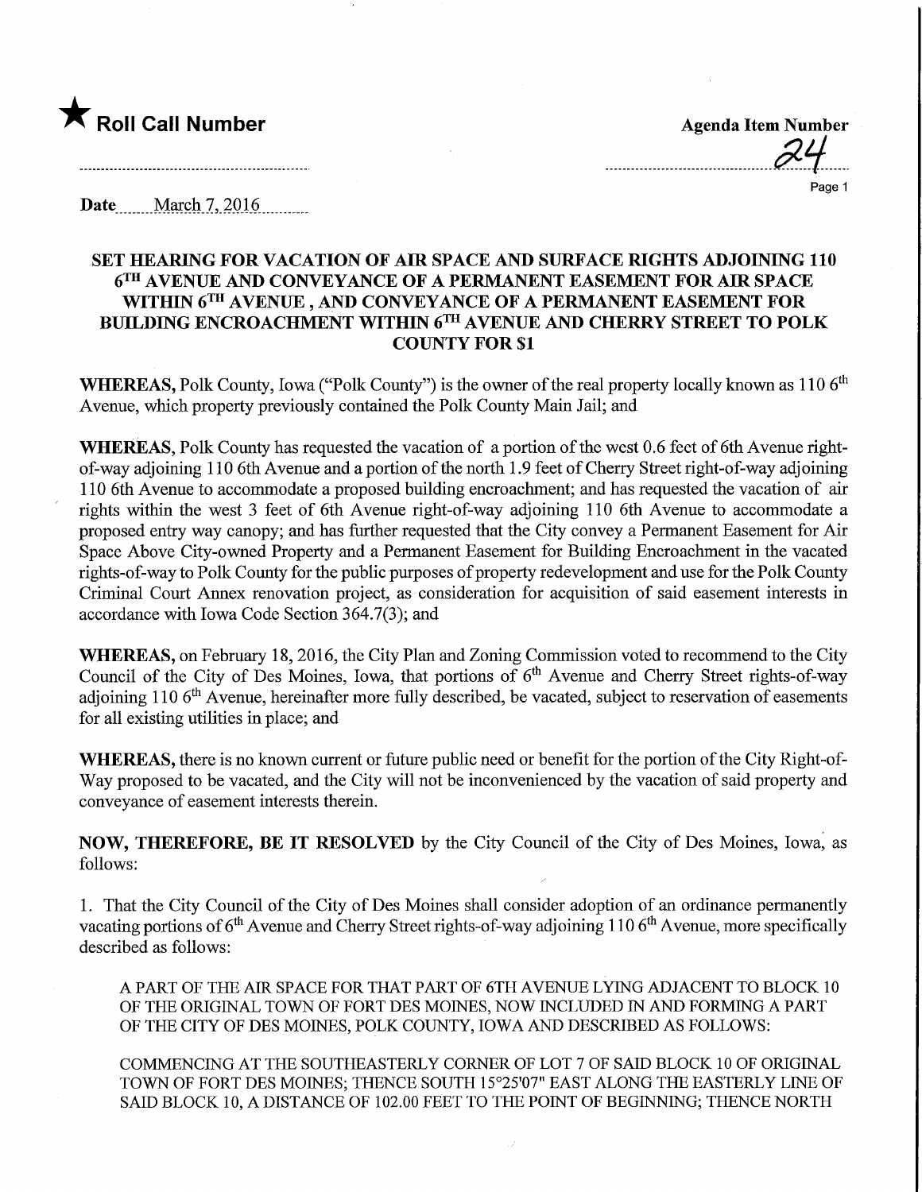★ **Roll Call Number**

**Agenda Item Number**

24

Date March 7, 2016

## SET HEARING FOR VACATION OF AIR SPACE AND SURFACE RIGHTS ADJOINING 110 6TH AVENUE AND CONVEYANCE OF A PERMANENT EASEMENT FOR AIR SPACE WITHIN 6TH AVENUE, AND CONVEYANCE OF A PERMANENT EASEMENT FOR BUILDING ENCROACHMENT WITHIN 6TH AVENUE AND CHERRY STREET TO POLK COUNTY FOR $1

**WHEREAS,** Polk County, Iowa ("Polk County") is the owner of the real property locally known as 110 6th Avenue, which property previously contained the Polk County Main Jail; and

**WHEREAS,** Polk County has requested the vacation of a portion of the west 0.6 feet of 6th Avenue right-of-way adjoining 110 6th Avenue and a portion of the north 1.9 feet of Cherry Street right-of-way adjoining 110 6th Avenue to accommodate a proposed building encroachment; and has requested the vacation of air rights within the west 3 feet of 6th Avenue right-of-way adjoining 110 6th Avenue to accommodate a proposed entry way canopy; and has further requested that the City convey a Permanent Easement for Air Space Above City-owned Property and a Permanent Easement for Building Encroachment in the vacated rights-of-way to Polk County for the public purposes of property redevelopment and use for the Polk County Criminal Court Annex renovation project, as consideration for acquisition of said easement interests in accordance with Iowa Code Section 364.7(3); and

**WHEREAS,** on February 18, 2016, the City Plan and Zoning Commission voted to recommend to the City Council of the City of Des Moines, Iowa, that portions of 6th Avenue and Cherry Street rights-of-way adjoining 110 6th Avenue, hereinafter more fully described, be vacated, subject to reservation of easements for all existing utilities in place; and

**WHEREAS,** there is no known current or future public need or benefit for the portion of the City Right-of-Way proposed to be vacated, and the City will not be inconvenienced by the vacation of said property and conveyance of easement interests therein.

**NOW, THEREFORE, BE IT RESOLVED** by the City Council of the City of Des Moines, Iowa, as follows:

1. That the City Council of the City of Des Moines shall consider adoption of an ordinance permanently vacating portions of 6th Avenue and Cherry Street rights-of-way adjoining 110 6th Avenue, more specifically described as follows:

A PART OF THE AIR SPACE FOR THAT PART OF 6TH AVENUE LYING ADJACENT TO BLOCK 10 OF THE ORIGINAL TOWN OF FORT DES MOINES, NOW INCLUDED IN AND FORMING A PART OF THE CITY OF DES MOINES, POLK COUNTY, IOWA AND DESCRIBED AS FOLLOWS:

COMMENCING AT THE SOUTHEASTERLY CORNER OF LOT 7 OF SAID BLOCK 10 OF ORIGINAL TOWN OF FORT DES MOINES; THENCE SOUTH 15°25'07" EAST ALONG THE EASTERLY LINE OF SAID BLOCK 10, A DISTANCE OF 102.00 FEET TO THE POINT OF BEGINNING; THENCE NORTH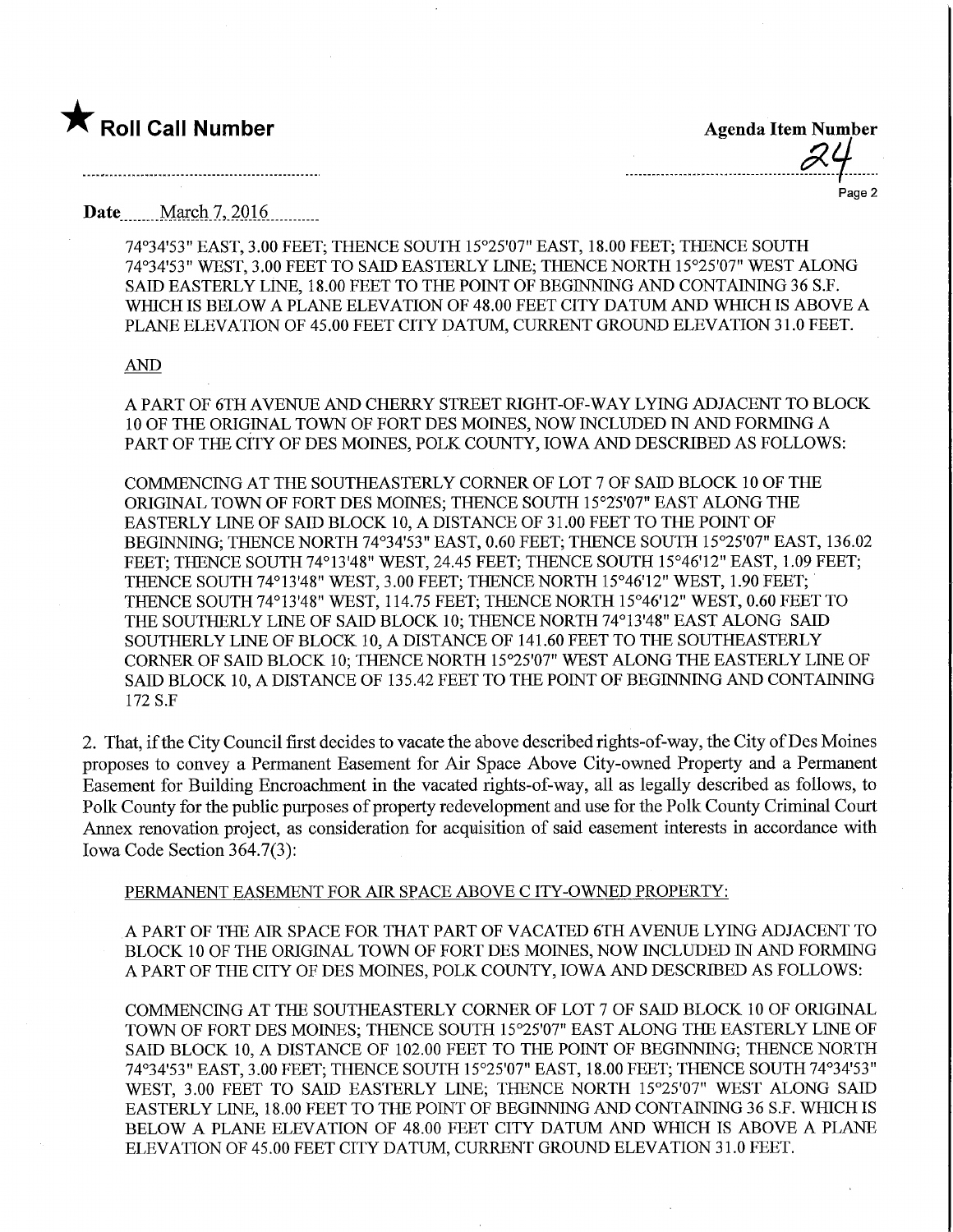**Date** March 7, 2016

74°34'53" EAST, 3.00 FEET; THENCE SOUTH 15°25'07" EAST, 18.00 FEET; THENCE SOUTH 74°34'53" WEST, 3.00 FEET TO SAID EASTERLY LINE; THENCE NORTH 15°25'07" WEST ALONG SAID EASTERLY LINE, 18.00 FEET TO THE POINT OF BEGINNING AND CONTAINING 36 S.F. WHICH IS BELOW A PLANE ELEVATION OF 48.00 FEET CITY DATUM AND WHICH IS ABOVE A PLANE ELEVATION OF 45.00 FEET CITY DATUM, CURRENT GROUND ELEVATION 31.0 FEET.

AND

A PART OF 6TH AVENUE AND CHERRY STREET RIGHT-OF-WAY LYING ADJACENT TO BLOCK 10 OF THE ORIGINAL TOWN OF FORT DES MOINES, NOW INCLUDED IN AND FORMING A PART OF THE CITY OF DES MOINES, POLK COUNTY, IOWA AND DESCRIBED AS FOLLOWS:

COMMENCING AT THE SOUTHEASTERLY CORNER OF LOT 7 OF SAID BLOCK 10 OF THE ORIGINAL TOWN OF FORT DES MOINES; THENCE SOUTH 15°25'07" EAST ALONG THE EASTERLY LINE OF SAID BLOCK 10, A DISTANCE OF 31.00 FEET TO THE POINT OF BEGINNING; THENCE NORTH 74°34'53" EAST, 0.60 FEET; THENCE SOUTH 15°25'07" EAST, 136.02 FEET; THENCE SOUTH 74°13'48" WEST, 24.45 FEET; THENCE SOUTH 15°46'12" EAST, 1.09 FEET; THENCE SOUTH 74°13'48" WEST, 3.00 FEET; THENCE NORTH 15°46'12" WEST, 1.90 FEET; THENCE SOUTH 74°13'48" WEST, 114.75 FEET; THENCE NORTH 15°46'12" WEST, 0.60 FEET TO THE SOUTHERLY LINE OF SAID BLOCK 10; THENCE NORTH 74°13'48" EAST ALONG SAID SOUTHERLY LINE OF BLOCK 10, A DISTANCE OF 141.60 FEET TO THE SOUTHEASTERLY CORNER OF SAID BLOCK 10; THENCE NORTH 15°25'07" WEST ALONG THE EASTERLY LINE OF SAID BLOCK 10, A DISTANCE OF 135.42 FEET TO THE POINT OF BEGINNING AND CONTAINING 172 S.F

2. That, if the City Council first decides to vacate the above described rights-of-way, the City of Des Moines proposes to convey a Permanent Easement for Air Space Above City-owned Property and a Permanent Easement for Building Encroachment in the vacated rights-of-way, all as legally described as follows, to Polk County for the public purposes of property redevelopment and use for the Polk County Criminal Court Annex renovation project, as consideration for acquisition of said easement interests in accordance with Iowa Code Section 364.7(3):

PERMANENT EASEMENT FOR AIR SPACE ABOVE C ITY-OWNED PROPERTY:

A PART OF THE AIR SPACE FOR THAT PART OF VACATED 6TH AVENUE LYING ADJACENT TO BLOCK 10 OF THE ORIGINAL TOWN OF FORT DES MOINES, NOW INCLUDED IN AND FORMING A PART OF THE CITY OF DES MOINES, POLK COUNTY, IOWA AND DESCRIBED AS FOLLOWS:

COMMENCING AT THE SOUTHEASTERLY CORNER OF LOT 7 OF SAID BLOCK 10 OF ORIGINAL TOWN OF FORT DES MOINES; THENCE SOUTH 15°25'07" EAST ALONG THE EASTERLY LINE OF SAID BLOCK 10, A DISTANCE OF 102.00 FEET TO THE POINT OF BEGINNING; THENCE NORTH 74°34'53" EAST, 3.00 FEET; THENCE SOUTH 15°25'07" EAST, 18.00 FEET; THENCE SOUTH 74°34'53" WEST, 3.00 FEET TO SAID EASTERLY LINE; THENCE NORTH 15°25'07" WEST ALONG SAID EASTERLY LINE, 18.00 FEET TO THE POINT OF BEGINNING AND CONTAINING 36 S.F. WHICH IS BELOW A PLANE ELEVATION OF 48.00 FEET CITY DATUM AND WHICH IS ABOVE A PLANE ELEVATION OF 45.00 FEET CITY DATUM, CURRENT GROUND ELEVATION 31.0 FEET.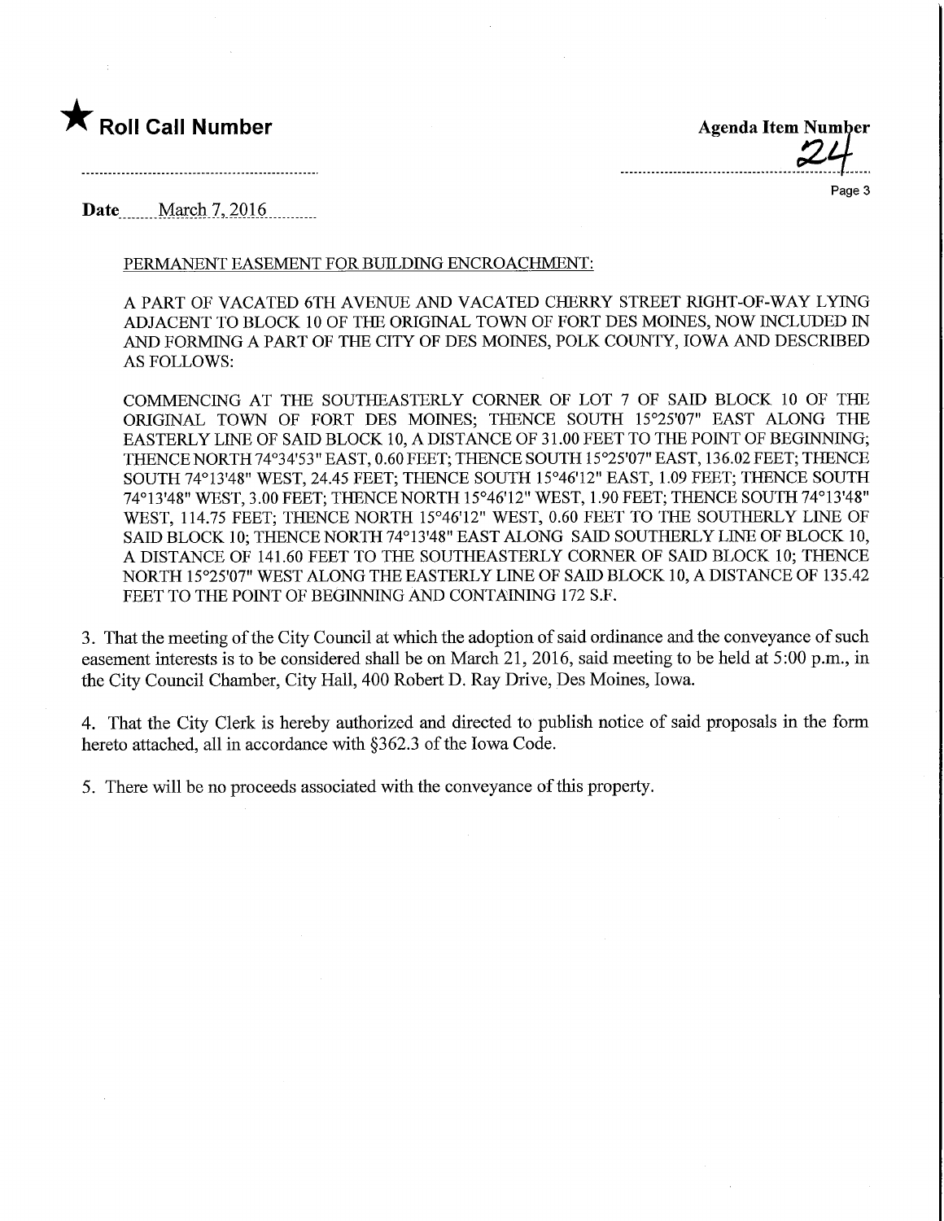★ **Roll Call Number**

**Agenda Item Number**
24

**Date** March 7, 2016

PERMANENT EASEMENT FOR BUILDING ENCROACHMENT:

A PART OF VACATED 6TH AVENUE AND VACATED CHERRY STREET RIGHT-OF-WAY LYING ADJACENT TO BLOCK 10 OF THE ORIGINAL TOWN OF FORT DES MOINES, NOW INCLUDED IN AND FORMING A PART OF THE CITY OF DES MOINES, POLK COUNTY, IOWA AND DESCRIBED AS FOLLOWS:

COMMENCING AT THE SOUTHEASTERLY CORNER OF LOT 7 OF SAID BLOCK 10 OF THE ORIGINAL TOWN OF FORT DES MOINES; THENCE SOUTH 15°25'07" EAST ALONG THE EASTERLY LINE OF SAID BLOCK 10, A DISTANCE OF 31.00 FEET TO THE POINT OF BEGINNING; THENCE NORTH 74°34'53" EAST, 0.60 FEET; THENCE SOUTH 15°25'07" EAST, 136.02 FEET; THENCE SOUTH 74°13'48" WEST, 24.45 FEET; THENCE SOUTH 15°46'12" EAST, 1.09 FEET; THENCE SOUTH 74°13'48" WEST, 3.00 FEET; THENCE NORTH 15°46'12" WEST, 1.90 FEET; THENCE SOUTH 74°13'48" WEST, 114.75 FEET; THENCE NORTH 15°46'12" WEST, 0.60 FEET TO THE SOUTHERLY LINE OF SAID BLOCK 10; THENCE NORTH 74°13'48" EAST ALONG SAID SOUTHERLY LINE OF BLOCK 10, A DISTANCE OF 141.60 FEET TO THE SOUTHEASTERLY CORNER OF SAID BLOCK 10; THENCE NORTH 15°25'07" WEST ALONG THE EASTERLY LINE OF SAID BLOCK 10, A DISTANCE OF 135.42 FEET TO THE POINT OF BEGINNING AND CONTAINING 172 S.F.

3. That the meeting of the City Council at which the adoption of said ordinance and the conveyance of such easement interests is to be considered shall be on March 21, 2016, said meeting to be held at 5:00 p.m., in the City Council Chamber, City Hall, 400 Robert D. Ray Drive, Des Moines, Iowa.

4. That the City Clerk is hereby authorized and directed to publish notice of said proposals in the form hereto attached, all in accordance with §362.3 of the Iowa Code.

5. There will be no proceeds associated with the conveyance of this property.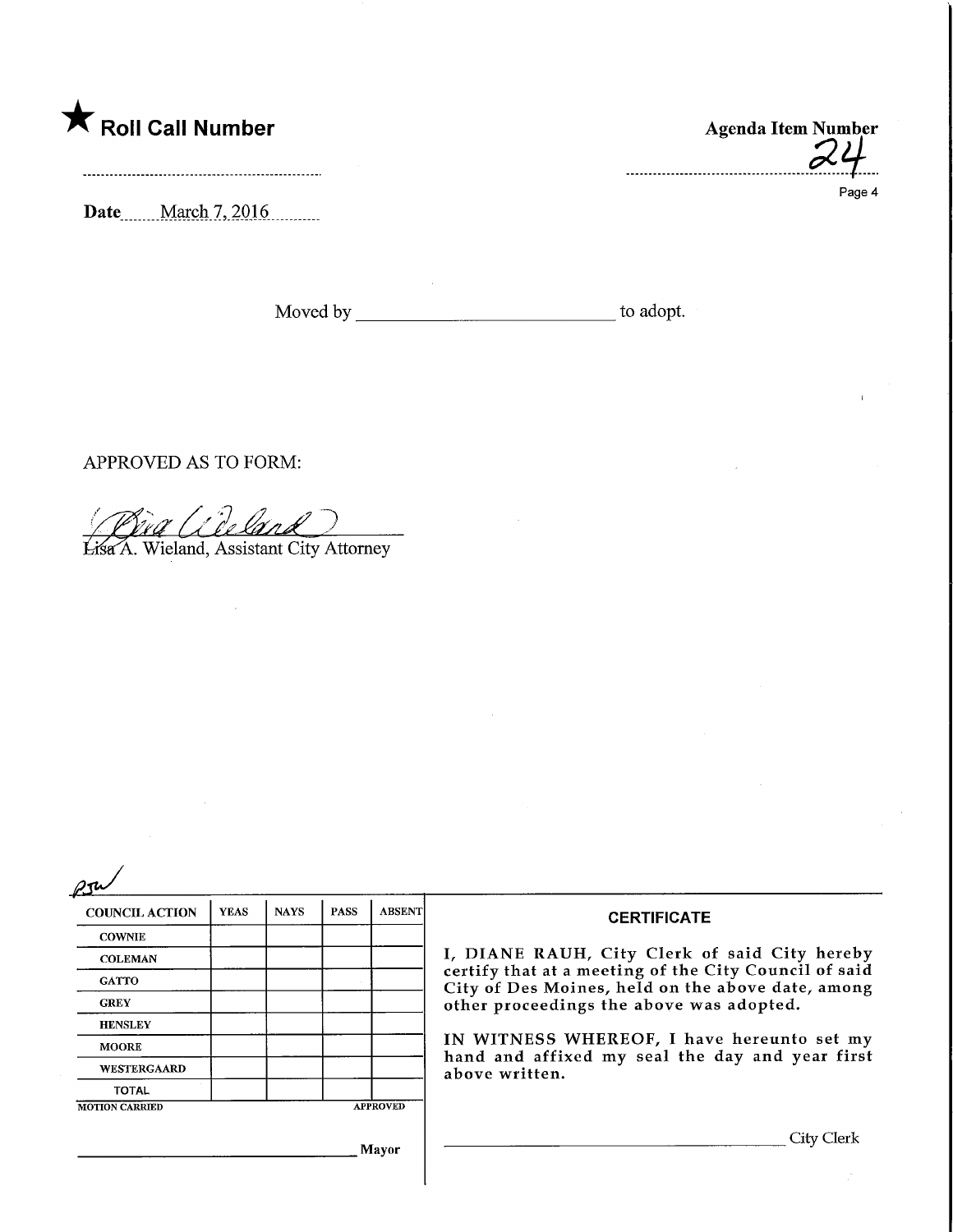★ **Roll Call Number**

**Agenda Item Number**
24

Date March 7, 2016

Moved by ___________________________ to adopt.

APPROVED AS TO FORM:

Lisa A. Wieland, Assistant City Attorney

| COUNCIL ACTION | YEAS | NAYS | PASS | ABSENT |
|---|---|---|---|---|
| COWNIE | | | | |
| COLEMAN | | | | |
| GATTO | | | | |
| GREY | | | | |
| HENSLEY | | | | |
| MOORE | | | | |
| WESTERGAARD | | | | |
| TOTAL | | | | |

MOTION CARRIED APPROVED

___________________________ Mayor

**CERTIFICATE**

I, DIANE RAUH, City Clerk of said City hereby certify that at a meeting of the City Council of said City of Des Moines, held on the above date, among other proceedings the above was adopted.

IN WITNESS WHEREOF, I have hereunto set my hand and affixed my seal the day and year first above written.

___________________________ City Clerk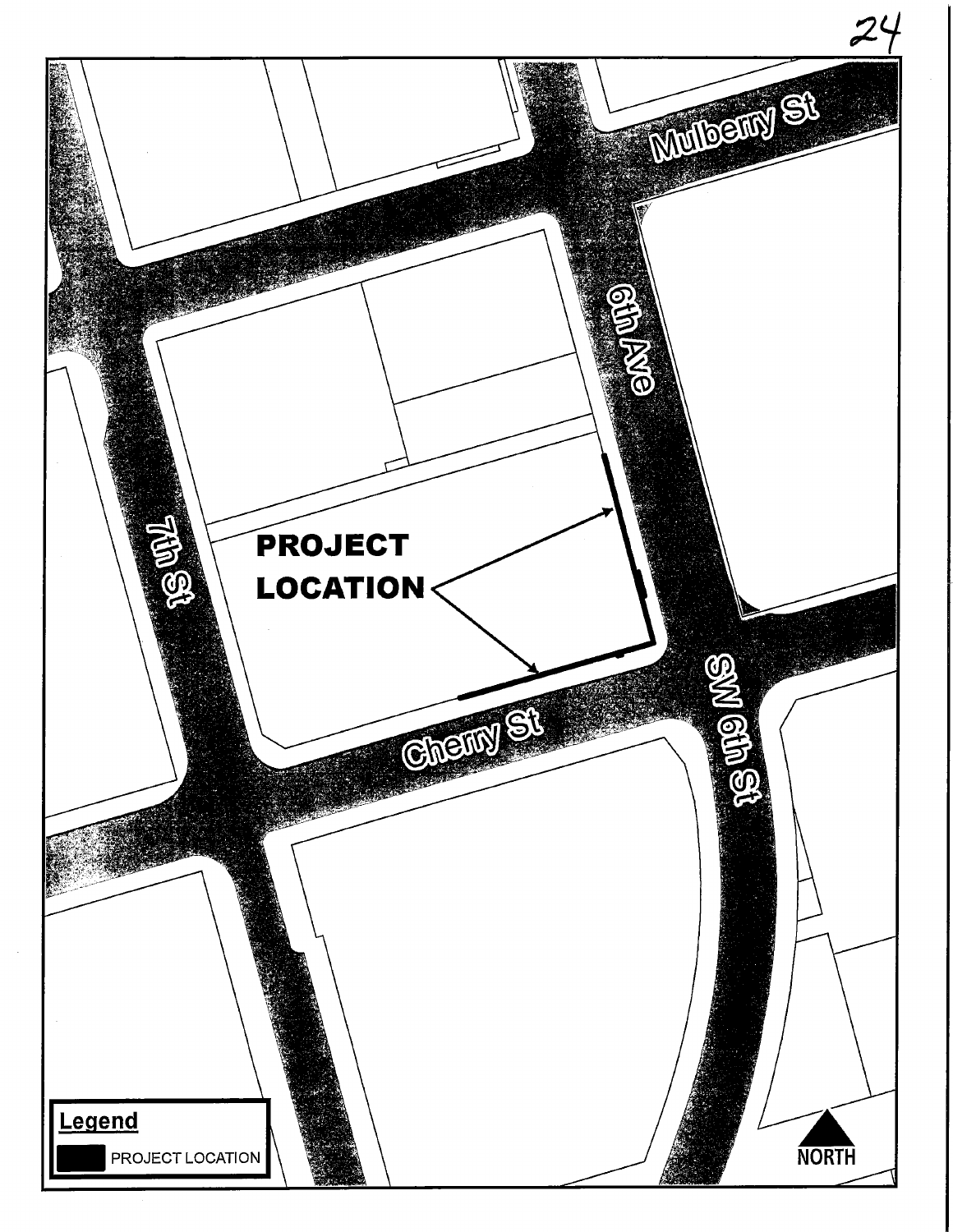Mulberry St

6th Ave

7th St

**PROJECT LOCATION**

Cherry St

SW 6th St

**Legend**

PROJECT LOCATION

NORTH